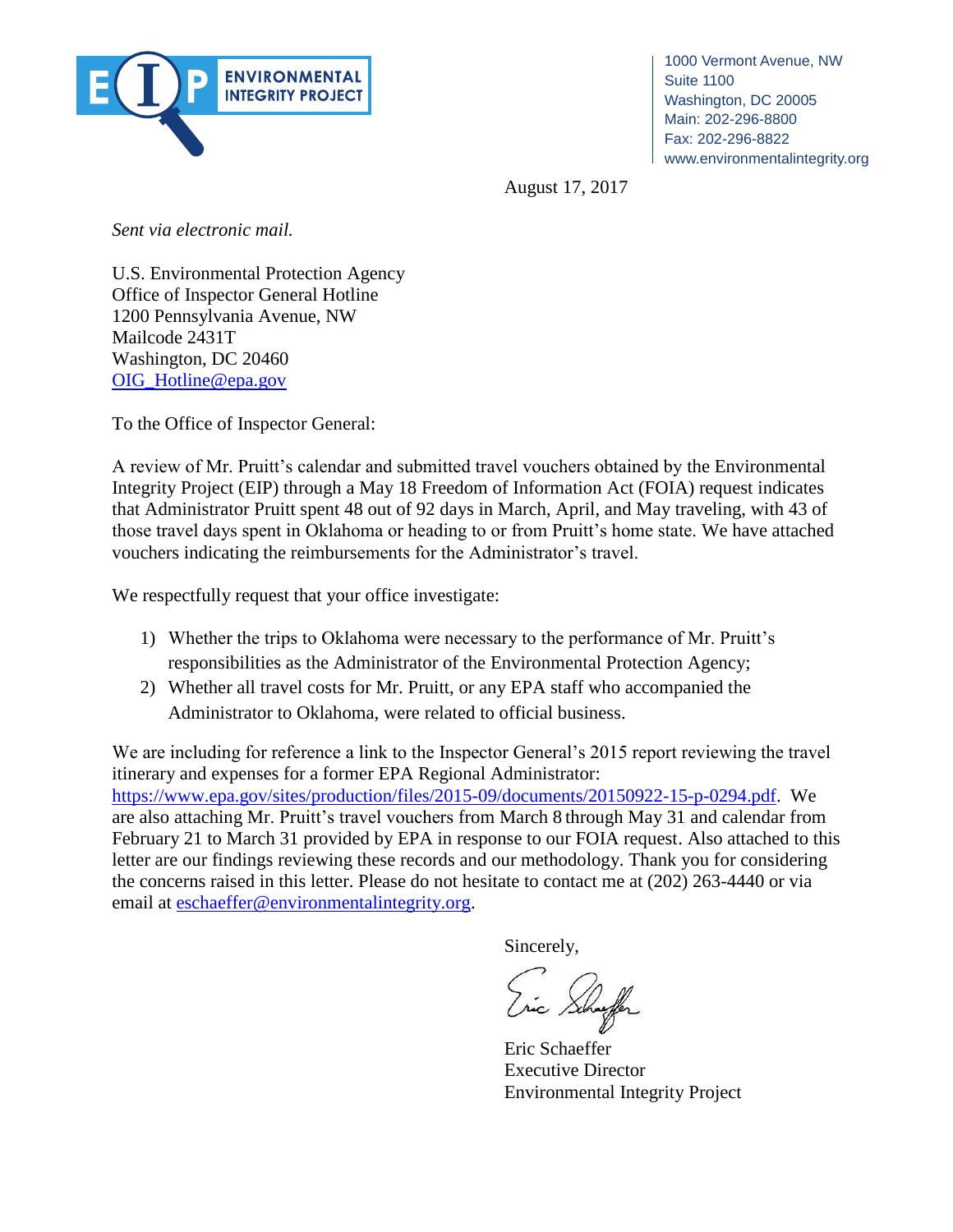ENVIRONMENTAL INTEGRITY PROJECT

1000 Vermont Avenue, NW
Suite 1100
Washington, DC 20005
Main: 202-296-8800
Fax: 202-296-8822
www.environmentalintegrity.org

August 17, 2017

*Sent via electronic mail.*

U.S. Environmental Protection Agency
Office of Inspector General Hotline
1200 Pennsylvania Avenue, NW
Mailcode 2431T
Washington, DC 20460
OIG_Hotline@epa.gov

To the Office of Inspector General:

A review of Mr. Pruitt's calendar and submitted travel vouchers obtained by the Environmental Integrity Project (EIP) through a May 18 Freedom of Information Act (FOIA) request indicates that Administrator Pruitt spent 48 out of 92 days in March, April, and May traveling, with 43 of those travel days spent in Oklahoma or heading to or from Pruitt's home state. We have attached vouchers indicating the reimbursements for the Administrator's travel.

We respectfully request that your office investigate:

1) Whether the trips to Oklahoma were necessary to the performance of Mr. Pruitt's responsibilities as the Administrator of the Environmental Protection Agency;
2) Whether all travel costs for Mr. Pruitt, or any EPA staff who accompanied the Administrator to Oklahoma, were related to official business.

We are including for reference a link to the Inspector General's 2015 report reviewing the travel itinerary and expenses for a former EPA Regional Administrator: https://www.epa.gov/sites/production/files/2015-09/documents/20150922-15-p-0294.pdf. We are also attaching Mr. Pruitt's travel vouchers from March 8 through May 31 and calendar from February 21 to March 31 provided by EPA in response to our FOIA request. Also attached to this letter are our findings reviewing these records and our methodology. Thank you for considering the concerns raised in this letter. Please do not hesitate to contact me at (202) 263-4440 or via email at eschaeffer@environmentalintegrity.org.

Sincerely,

Eric Schaeffer
Executive Director
Environmental Integrity Project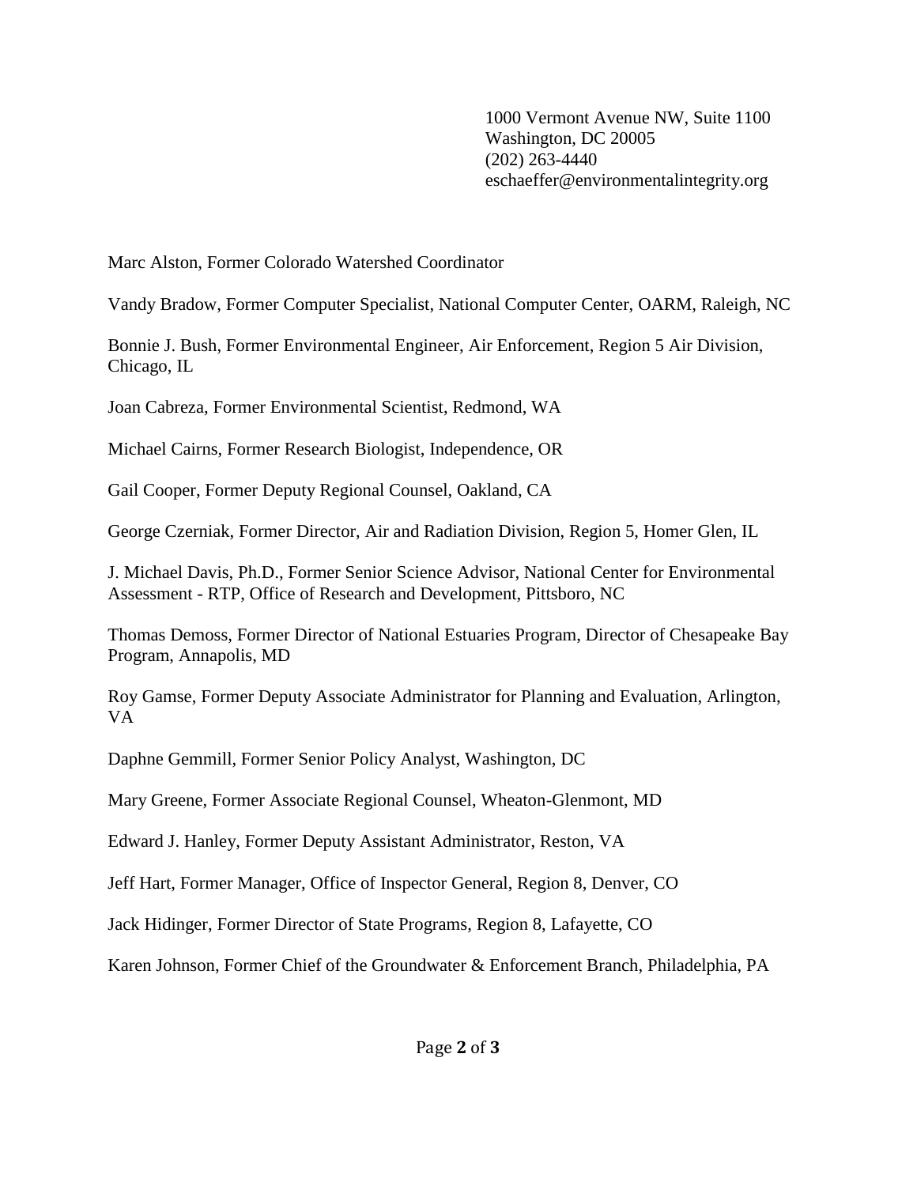1000 Vermont Avenue NW, Suite 1100
Washington, DC 20005
(202) 263-4440
eschaeffer@environmentalintegrity.org

Marc Alston, Former Colorado Watershed Coordinator

Vandy Bradow, Former Computer Specialist, National Computer Center, OARM, Raleigh, NC

Bonnie J. Bush, Former Environmental Engineer, Air Enforcement, Region 5 Air Division, Chicago, IL

Joan Cabreza, Former Environmental Scientist, Redmond, WA

Michael Cairns, Former Research Biologist, Independence, OR

Gail Cooper, Former Deputy Regional Counsel, Oakland, CA

George Czerniak, Former Director, Air and Radiation Division, Region 5, Homer Glen, IL

J. Michael Davis, Ph.D., Former Senior Science Advisor, National Center for Environmental Assessment - RTP, Office of Research and Development, Pittsboro, NC

Thomas Demoss, Former Director of National Estuaries Program, Director of Chesapeake Bay Program, Annapolis, MD

Roy Gamse, Former Deputy Associate Administrator for Planning and Evaluation, Arlington, VA

Daphne Gemmill, Former Senior Policy Analyst, Washington, DC

Mary Greene, Former Associate Regional Counsel, Wheaton-Glenmont, MD

Edward J. Hanley, Former Deputy Assistant Administrator, Reston, VA

Jeff Hart, Former Manager, Office of Inspector General, Region 8, Denver, CO

Jack Hidinger, Former Director of State Programs, Region 8, Lafayette, CO

Karen Johnson, Former Chief of the Groundwater & Enforcement Branch, Philadelphia, PA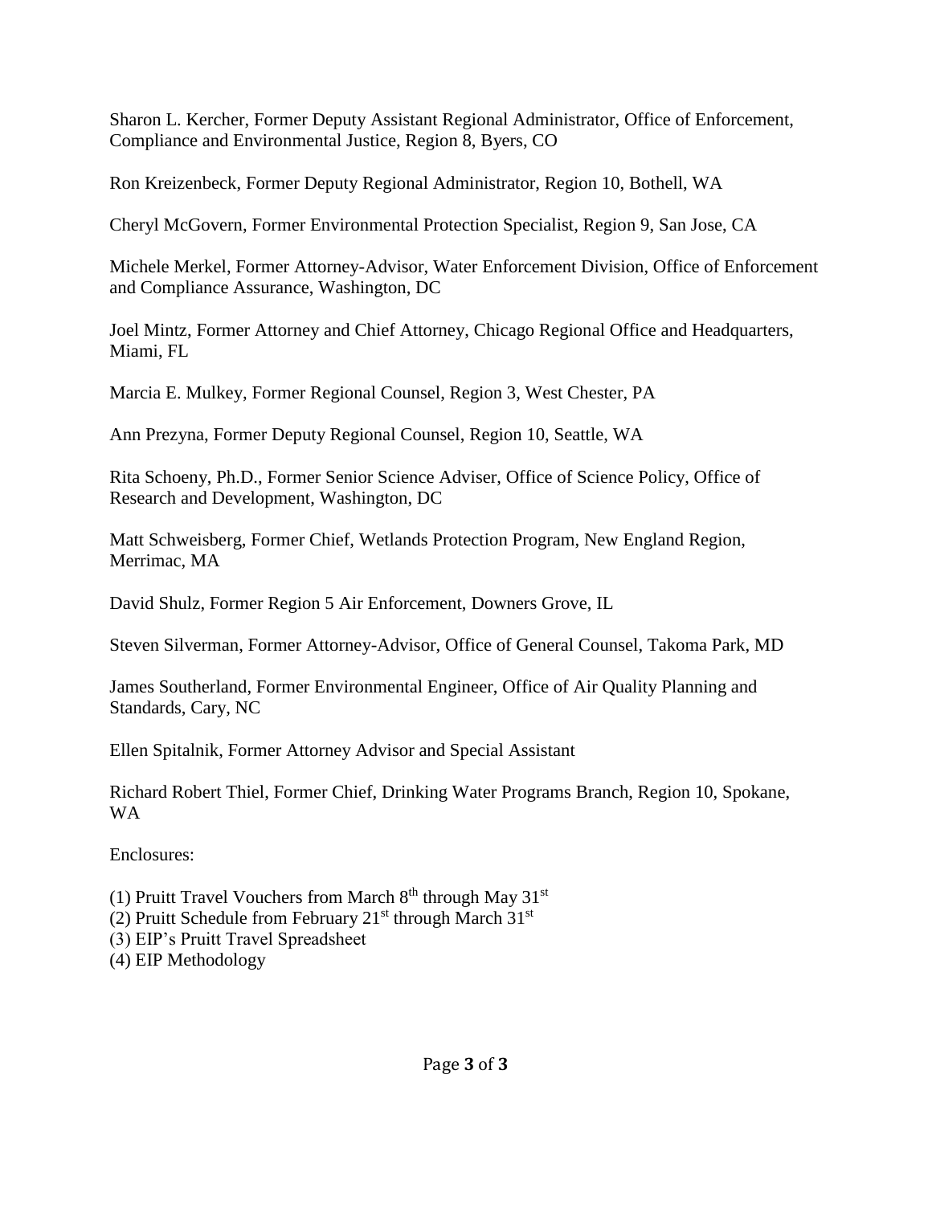Sharon L. Kercher, Former Deputy Assistant Regional Administrator, Office of Enforcement, Compliance and Environmental Justice, Region 8, Byers, CO

Ron Kreizenbeck, Former Deputy Regional Administrator, Region 10, Bothell, WA

Cheryl McGovern, Former Environmental Protection Specialist, Region 9, San Jose, CA

Michele Merkel, Former Attorney-Advisor, Water Enforcement Division, Office of Enforcement and Compliance Assurance, Washington, DC

Joel Mintz, Former Attorney and Chief Attorney, Chicago Regional Office and Headquarters, Miami, FL

Marcia E. Mulkey, Former Regional Counsel, Region 3, West Chester, PA

Ann Prezyna, Former Deputy Regional Counsel, Region 10, Seattle, WA

Rita Schoeny, Ph.D., Former Senior Science Adviser, Office of Science Policy, Office of Research and Development, Washington, DC

Matt Schweisberg, Former Chief, Wetlands Protection Program, New England Region, Merrimac, MA

David Shulz, Former Region 5 Air Enforcement, Downers Grove, IL

Steven Silverman, Former Attorney-Advisor, Office of General Counsel, Takoma Park, MD

James Southerland, Former Environmental Engineer, Office of Air Quality Planning and Standards, Cary, NC

Ellen Spitalnik, Former Attorney Advisor and Special Assistant

Richard Robert Thiel, Former Chief, Drinking Water Programs Branch, Region 10, Spokane, WA

Enclosures:

(1) Pruitt Travel Vouchers from March 8th through May 31st
(2) Pruitt Schedule from February 21st through March 31st
(3) EIP's Pruitt Travel Spreadsheet
(4) EIP Methodology